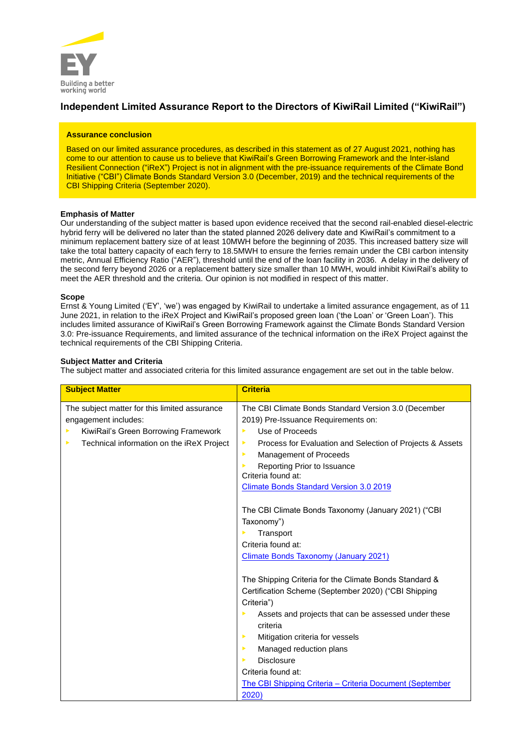# Independent Limited Assurance Report to the Directors of KiwiRail Limited ("KiwiRail")

**Assurance conclusion**

Based on our limited assurance procedures, as described in this statement as of 27 August 2021, nothing has come to our attention to cause us to believe that KiwiRail's Green Borrowing Framework and the Inter-island Resilient Connection ("iReX") Project is not in alignment with the pre-issuance requirements of the Climate Bond Initiative ("CBI") Climate Bonds Standard Version 3.0 (December, 2019) and the technical requirements of the CBI Shipping Criteria (September 2020).

**Emphasis of Matter**

Our understanding of the subject matter is based upon evidence received that the second rail-enabled diesel-electric hybrid ferry will be delivered no later than the stated planned 2026 delivery date and KiwiRail's commitment to a minimum replacement battery size of at least 10MWH before the beginning of 2035. This increased battery size will take the total battery capacity of each ferry to 18.5MWH to ensure the ferries remain under the CBI carbon intensity metric, Annual Efficiency Ratio ("AER"), threshold until the end of the loan facility in 2036. A delay in the delivery of the second ferry beyond 2026 or a replacement battery size smaller than 10 MWH, would inhibit KiwiRail's ability to meet the AER threshold and the criteria. Our opinion is not modified in respect of this matter.

**Scope**

Ernst & Young Limited ('EY', 'we') was engaged by KiwiRail to undertake a limited assurance engagement, as of 11 June 2021, in relation to the iReX Project and KiwiRail's proposed green loan ('the Loan' or 'Green Loan'). This includes limited assurance of KiwiRail's Green Borrowing Framework against the Climate Bonds Standard Version 3.0: Pre-issuance Requirements, and limited assurance of the technical information on the iReX Project against the technical requirements of the CBI Shipping Criteria.

**Subject Matter and Criteria**

The subject matter and associated criteria for this limited assurance engagement are set out in the table below.

| Subject Matter | Criteria |
|---|---|
| The subject matter for this limited assurance engagement includes:<br>▸ KiwiRail's Green Borrowing Framework<br>▸ Technical information on the iReX Project | The CBI Climate Bonds Standard Version 3.0 (December 2019) Pre-Issuance Requirements on:<br>▸ Use of Proceeds<br>▸ Process for Evaluation and Selection of Projects & Assets<br>▸ Management of Proceeds<br>▸ Reporting Prior to Issuance<br>Criteria found at:<br>Climate Bonds Standard Version 3.0 2019<br><br>The CBI Climate Bonds Taxonomy (January 2021) ("CBI Taxonomy")<br>▸ Transport<br>Criteria found at:<br>Climate Bonds Taxonomy (January 2021)<br><br>The Shipping Criteria for the Climate Bonds Standard & Certification Scheme (September 2020) ("CBI Shipping Criteria")<br>▸ Assets and projects that can be assessed under these criteria<br>▸ Mitigation criteria for vessels<br>▸ Managed reduction plans<br>▸ Disclosure<br>Criteria found at:<br>The CBI Shipping Criteria – Criteria Document (September 2020) |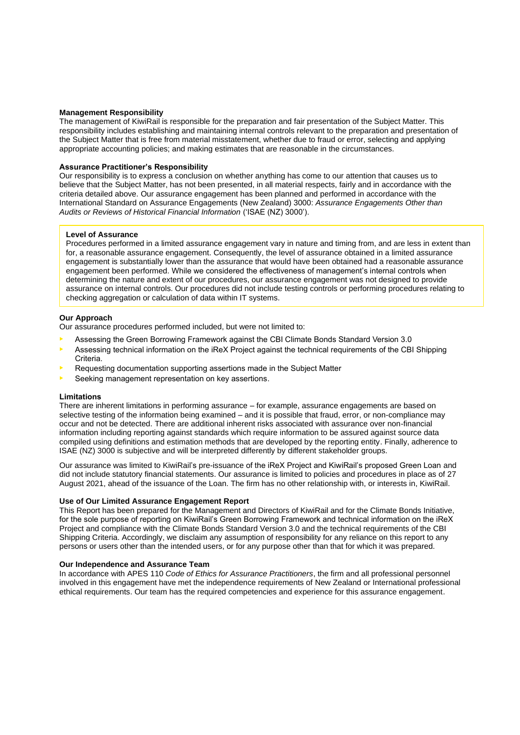**Management Responsibility**

The management of KiwiRail is responsible for the preparation and fair presentation of the Subject Matter. This responsibility includes establishing and maintaining internal controls relevant to the preparation and presentation of the Subject Matter that is free from material misstatement, whether due to fraud or error, selecting and applying appropriate accounting policies; and making estimates that are reasonable in the circumstances.

**Assurance Practitioner's Responsibility**

Our responsibility is to express a conclusion on whether anything has come to our attention that causes us to believe that the Subject Matter, has not been presented, in all material respects, fairly and in accordance with the criteria detailed above. Our assurance engagement has been planned and performed in accordance with the International Standard on Assurance Engagements (New Zealand) 3000: *Assurance Engagements Other than Audits or Reviews of Historical Financial Information* ('ISAE (NZ) 3000').

**Level of Assurance**

Procedures performed in a limited assurance engagement vary in nature and timing from, and are less in extent than for, a reasonable assurance engagement. Consequently, the level of assurance obtained in a limited assurance engagement is substantially lower than the assurance that would have been obtained had a reasonable assurance engagement been performed. While we considered the effectiveness of management's internal controls when determining the nature and extent of our procedures, our assurance engagement was not designed to provide assurance on internal controls. Our procedures did not include testing controls or performing procedures relating to checking aggregation or calculation of data within IT systems.

**Our Approach**

Our assurance procedures performed included, but were not limited to:

- Assessing the Green Borrowing Framework against the CBI Climate Bonds Standard Version 3.0
- Assessing technical information on the iReX Project against the technical requirements of the CBI Shipping Criteria.
- Requesting documentation supporting assertions made in the Subject Matter
- Seeking management representation on key assertions.

**Limitations**

There are inherent limitations in performing assurance – for example, assurance engagements are based on selective testing of the information being examined – and it is possible that fraud, error, or non-compliance may occur and not be detected. There are additional inherent risks associated with assurance over non-financial information including reporting against standards which require information to be assured against source data compiled using definitions and estimation methods that are developed by the reporting entity. Finally, adherence to ISAE (NZ) 3000 is subjective and will be interpreted differently by different stakeholder groups.

Our assurance was limited to KiwiRail's pre-issuance of the iReX Project and KiwiRail's proposed Green Loan and did not include statutory financial statements. Our assurance is limited to policies and procedures in place as of 27 August 2021, ahead of the issuance of the Loan. The firm has no other relationship with, or interests in, KiwiRail.

**Use of Our Limited Assurance Engagement Report**

This Report has been prepared for the Management and Directors of KiwiRail and for the Climate Bonds Initiative, for the sole purpose of reporting on KiwiRail's Green Borrowing Framework and technical information on the iReX Project and compliance with the Climate Bonds Standard Version 3.0 and the technical requirements of the CBI Shipping Criteria. Accordingly, we disclaim any assumption of responsibility for any reliance on this report to any persons or users other than the intended users, or for any purpose other than that for which it was prepared.

**Our Independence and Assurance Team**

In accordance with APES 110 *Code of Ethics for Assurance Practitioners*, the firm and all professional personnel involved in this engagement have met the independence requirements of New Zealand or International professional ethical requirements. Our team has the required competencies and experience for this assurance engagement.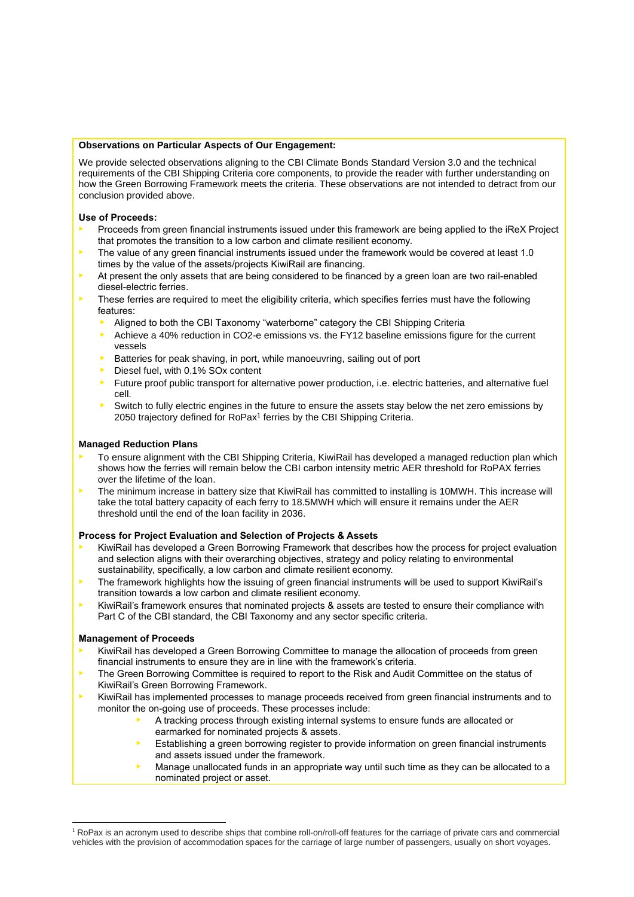**Observations on Particular Aspects of Our Engagement:**

We provide selected observations aligning to the CBI Climate Bonds Standard Version 3.0 and the technical requirements of the CBI Shipping Criteria core components, to provide the reader with further understanding on how the Green Borrowing Framework meets the criteria. These observations are not intended to detract from our conclusion provided above.

**Use of Proceeds:**

- Proceeds from green financial instruments issued under this framework are being applied to the iReX Project that promotes the transition to a low carbon and climate resilient economy.
- The value of any green financial instruments issued under the framework would be covered at least 1.0 times by the value of the assets/projects KiwiRail are financing.
- At present the only assets that are being considered to be financed by a green loan are two rail-enabled diesel-electric ferries.
- These ferries are required to meet the eligibility criteria, which specifies ferries must have the following features:
  - Aligned to both the CBI Taxonomy "waterborne" category the CBI Shipping Criteria
  - Achieve a 40% reduction in CO2-e emissions vs. the FY12 baseline emissions figure for the current vessels
  - Batteries for peak shaving, in port, while manoeuvring, sailing out of port
  - Diesel fuel, with 0.1% SOx content
  - Future proof public transport for alternative power production, i.e. electric batteries, and alternative fuel cell.
  - Switch to fully electric engines in the future to ensure the assets stay below the net zero emissions by 2050 trajectory defined for RoPax[1] ferries by the CBI Shipping Criteria.

**Managed Reduction Plans**

- To ensure alignment with the CBI Shipping Criteria, KiwiRail has developed a managed reduction plan which shows how the ferries will remain below the CBI carbon intensity metric AER threshold for RoPAX ferries over the lifetime of the loan.
- The minimum increase in battery size that KiwiRail has committed to installing is 10MWH. This increase will take the total battery capacity of each ferry to 18.5MWH which will ensure it remains under the AER threshold until the end of the loan facility in 2036.

**Process for Project Evaluation and Selection of Projects & Assets**

- KiwiRail has developed a Green Borrowing Framework that describes how the process for project evaluation and selection aligns with their overarching objectives, strategy and policy relating to environmental sustainability, specifically, a low carbon and climate resilient economy.
- The framework highlights how the issuing of green financial instruments will be used to support KiwiRail's transition towards a low carbon and climate resilient economy.
- KiwiRail's framework ensures that nominated projects & assets are tested to ensure their compliance with Part C of the CBI standard, the CBI Taxonomy and any sector specific criteria.

**Management of Proceeds**

- KiwiRail has developed a Green Borrowing Committee to manage the allocation of proceeds from green financial instruments to ensure they are in line with the framework's criteria.
- The Green Borrowing Committee is required to report to the Risk and Audit Committee on the status of KiwiRail's Green Borrowing Framework.
- KiwiRail has implemented processes to manage proceeds received from green financial instruments and to monitor the on-going use of proceeds. These processes include:
  - A tracking process through existing internal systems to ensure funds are allocated or earmarked for nominated projects & assets.
  - Establishing a green borrowing register to provide information on green financial instruments and assets issued under the framework.
  - Manage unallocated funds in an appropriate way until such time as they can be allocated to a nominated project or asset.

[1] RoPax is an acronym used to describe ships that combine roll-on/roll-off features for the carriage of private cars and commercial vehicles with the provision of accommodation spaces for the carriage of large number of passengers, usually on short voyages.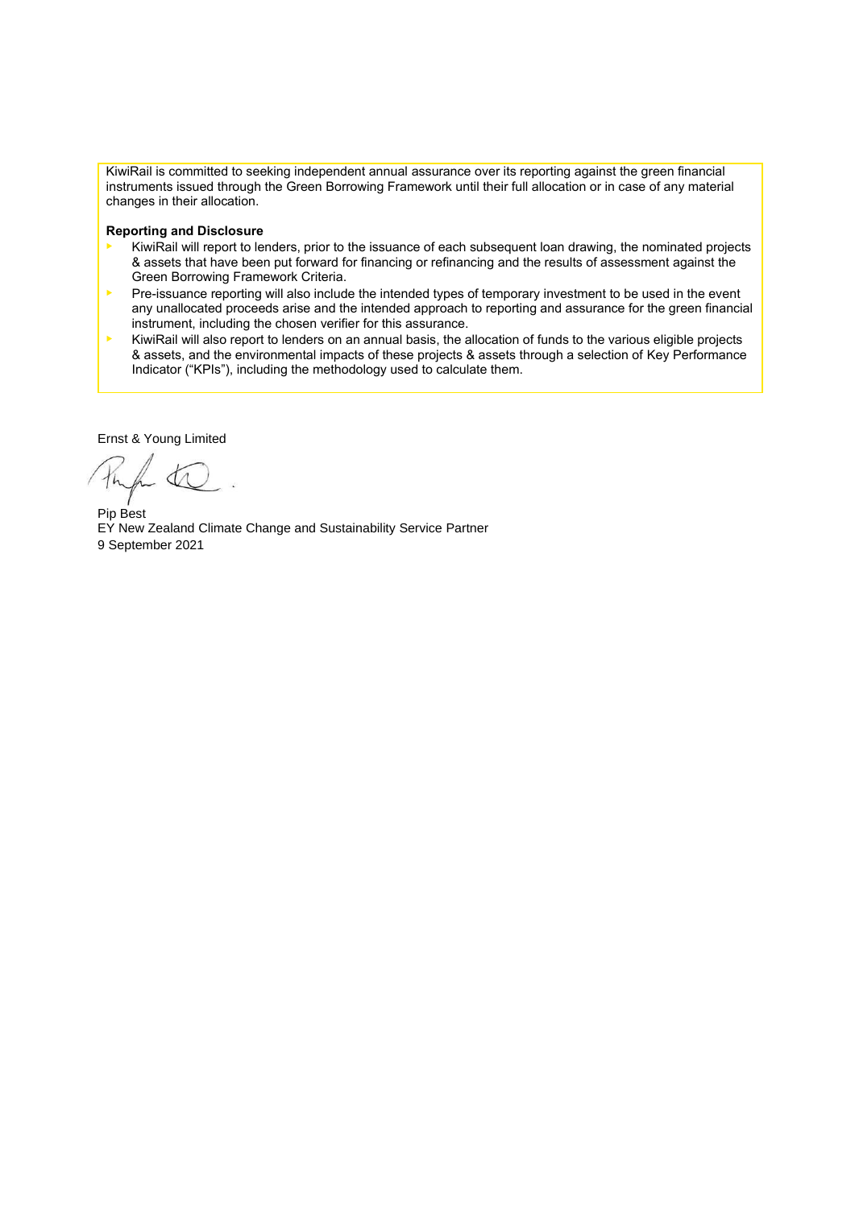KiwiRail is committed to seeking independent annual assurance over its reporting against the green financial instruments issued through the Green Borrowing Framework until their full allocation or in case of any material changes in their allocation.

**Reporting and Disclosure**

- KiwiRail will report to lenders, prior to the issuance of each subsequent loan drawing, the nominated projects & assets that have been put forward for financing or refinancing and the results of assessment against the Green Borrowing Framework Criteria.
- Pre-issuance reporting will also include the intended types of temporary investment to be used in the event any unallocated proceeds arise and the intended approach to reporting and assurance for the green financial instrument, including the chosen verifier for this assurance.
- KiwiRail will also report to lenders on an annual basis, the allocation of funds to the various eligible projects & assets, and the environmental impacts of these projects & assets through a selection of Key Performance Indicator ("KPIs"), including the methodology used to calculate them.

Ernst & Young Limited

Pip Best
EY New Zealand Climate Change and Sustainability Service Partner
9 September 2021